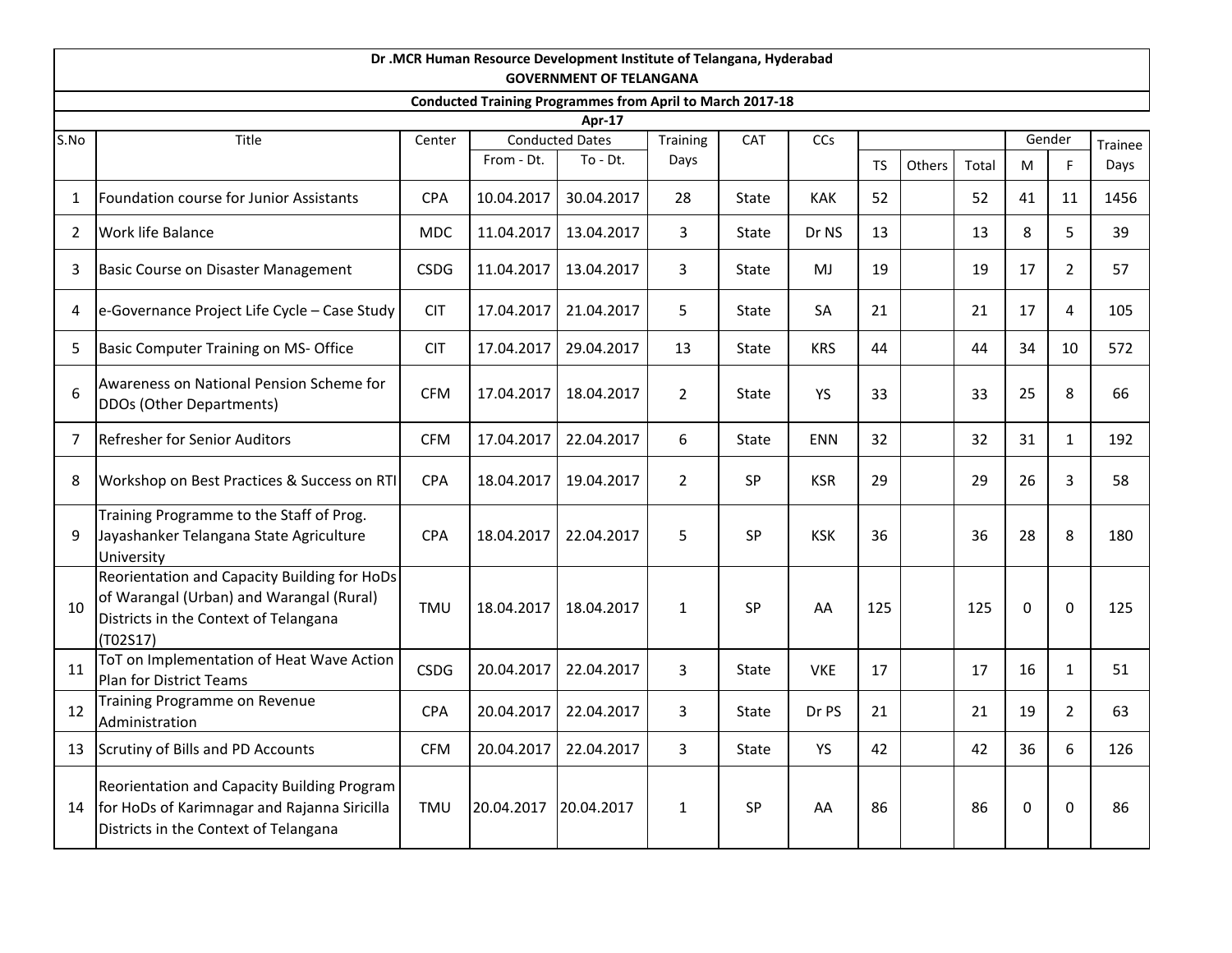**Dr .MCR Human Resource Development Institute of Telangana, Hyderabad**

**GOVERNMENT OF TELANGANA**

**Conducted Training Programmes from April to March 2017-18**

**Apr-17**

| S.No | Title | Center | Conducted Dates | | Training | CAT | CCs | | | | Gender | | Trainee |
|---|---|---|---|---|---|---|---|---|---|---|---|---|---|
| | | | From - Dt. | To - Dt. | Days | | | TS | Others | Total | M | F | Days |
| 1 | Foundation course for Junior Assistants | CPA | 10.04.2017 | 30.04.2017 | 28 | State | KAK | 52 | | 52 | 41 | 11 | 1456 |
| 2 | Work life Balance | MDC | 11.04.2017 | 13.04.2017 | 3 | State | Dr NS | 13 | | 13 | 8 | 5 | 39 |
| 3 | Basic Course on Disaster Management | CSDG | 11.04.2017 | 13.04.2017 | 3 | State | MJ | 19 | | 19 | 17 | 2 | 57 |
| 4 | e-Governance Project Life Cycle – Case Study | CIT | 17.04.2017 | 21.04.2017 | 5 | State | SA | 21 | | 21 | 17 | 4 | 105 |
| 5 | Basic Computer Training on MS- Office | CIT | 17.04.2017 | 29.04.2017 | 13 | State | KRS | 44 | | 44 | 34 | 10 | 572 |
| 6 | Awareness on National Pension Scheme for DDOs (Other Departments) | CFM | 17.04.2017 | 18.04.2017 | 2 | State | YS | 33 | | 33 | 25 | 8 | 66 |
| 7 | Refresher for Senior Auditors | CFM | 17.04.2017 | 22.04.2017 | 6 | State | ENN | 32 | | 32 | 31 | 1 | 192 |
| 8 | Workshop on Best Practices & Success on RTI | CPA | 18.04.2017 | 19.04.2017 | 2 | SP | KSR | 29 | | 29 | 26 | 3 | 58 |
| 9 | Training Programme to the Staff of Prog. Jayashanker Telangana State Agriculture University | CPA | 18.04.2017 | 22.04.2017 | 5 | SP | KSK | 36 | | 36 | 28 | 8 | 180 |
| 10 | Reorientation and Capacity Building for HoDs of Warangal (Urban) and Warangal (Rural) Districts in the Context of Telangana (T02S17) | TMU | 18.04.2017 | 18.04.2017 | 1 | SP | AA | 125 | | 125 | 0 | 0 | 125 |
| 11 | ToT on Implementation of Heat Wave Action Plan for District Teams | CSDG | 20.04.2017 | 22.04.2017 | 3 | State | VKE | 17 | | 17 | 16 | 1 | 51 |
| 12 | Training Programme on Revenue Administration | CPA | 20.04.2017 | 22.04.2017 | 3 | State | Dr PS | 21 | | 21 | 19 | 2 | 63 |
| 13 | Scrutiny of Bills and PD Accounts | CFM | 20.04.2017 | 22.04.2017 | 3 | State | YS | 42 | | 42 | 36 | 6 | 126 |
| 14 | Reorientation and Capacity Building Program for HoDs of Karimnagar and Rajanna Siricilla Districts in the Context of Telangana | TMU | 20.04.2017 | 20.04.2017 | 1 | SP | AA | 86 | | 86 | 0 | 0 | 86 |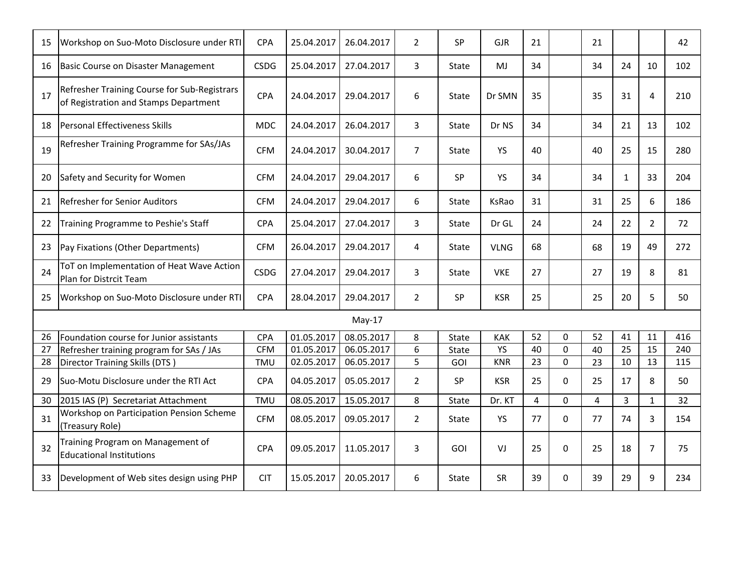| 15 | Workshop on Suo-Moto Disclosure under RTI | CPA | 25.04.2017 | 26.04.2017 | 2 | SP | GJR | 21 | | 21 | | | 42 |
|---|---|---|---|---|---|---|---|---|---|---|---|---|---|
| 16 | Basic Course on Disaster Management | CSDG | 25.04.2017 | 27.04.2017 | 3 | State | MJ | 34 | | 34 | 24 | 10 | 102 |
| 17 | Refresher Training Course for Sub-Registrars of Registration and Stamps Department | CPA | 24.04.2017 | 29.04.2017 | 6 | State | Dr SMN | 35 | | 35 | 31 | 4 | 210 |
| 18 | Personal Effectiveness Skills | MDC | 24.04.2017 | 26.04.2017 | 3 | State | Dr NS | 34 | | 34 | 21 | 13 | 102 |
| 19 | Refresher Training Programme for SAs/JAs | CFM | 24.04.2017 | 30.04.2017 | 7 | State | YS | 40 | | 40 | 25 | 15 | 280 |
| 20 | Safety and Security for Women | CFM | 24.04.2017 | 29.04.2017 | 6 | SP | YS | 34 | | 34 | 1 | 33 | 204 |
| 21 | Refresher for Senior Auditors | CFM | 24.04.2017 | 29.04.2017 | 6 | State | KsRao | 31 | | 31 | 25 | 6 | 186 |
| 22 | Training Programme to Peshie's Staff | CPA | 25.04.2017 | 27.04.2017 | 3 | State | Dr GL | 24 | | 24 | 22 | 2 | 72 |
| 23 | Pay Fixations (Other Departments) | CFM | 26.04.2017 | 29.04.2017 | 4 | State | VLNG | 68 | | 68 | 19 | 49 | 272 |
| 24 | ToT on Implementation of Heat Wave Action Plan for Distrcit Team | CSDG | 27.04.2017 | 29.04.2017 | 3 | State | VKE | 27 | | 27 | 19 | 8 | 81 |
| 25 | Workshop on Suo-Moto Disclosure under RTI | CPA | 28.04.2017 | 29.04.2017 | 2 | SP | KSR | 25 | | 25 | 20 | 5 | 50 |
| | | | | May-17 | | | | | | | | | |
| 26 | Foundation course for Junior assistants | CPA | 01.05.2017 | 08.05.2017 | 8 | State | KAK | 52 | 0 | 52 | 41 | 11 | 416 |
| 27 | Refresher training program for SAs / JAs | CFM | 01.05.2017 | 06.05.2017 | 6 | State | YS | 40 | 0 | 40 | 25 | 15 | 240 |
| 28 | Director Training Skills (DTS ) | TMU | 02.05.2017 | 06.05.2017 | 5 | GOI | KNR | 23 | 0 | 23 | 10 | 13 | 115 |
| 29 | Suo-Motu Disclosure under the RTI Act | CPA | 04.05.2017 | 05.05.2017 | 2 | SP | KSR | 25 | 0 | 25 | 17 | 8 | 50 |
| 30 | 2015 IAS (P) Secretariat Attachment | TMU | 08.05.2017 | 15.05.2017 | 8 | State | Dr. KT | 4 | 0 | 4 | 3 | 1 | 32 |
| 31 | Workshop on Participation Pension Scheme (Treasury Role) | CFM | 08.05.2017 | 09.05.2017 | 2 | State | YS | 77 | 0 | 77 | 74 | 3 | 154 |
| 32 | Training Program on Management of Educational Institutions | CPA | 09.05.2017 | 11.05.2017 | 3 | GOI | VJ | 25 | 0 | 25 | 18 | 7 | 75 |
| 33 | Development of Web sites design using PHP | CIT | 15.05.2017 | 20.05.2017 | 6 | State | SR | 39 | 0 | 39 | 29 | 9 | 234 |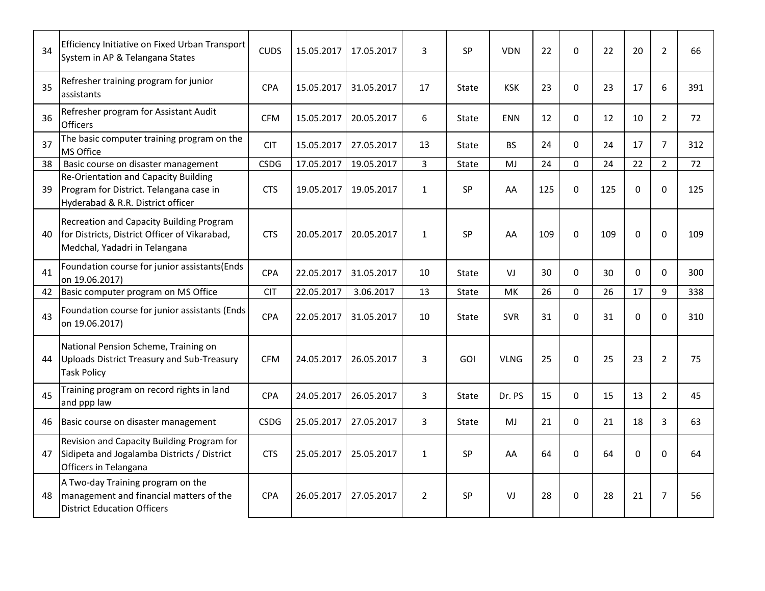| | | | | | | | | | | | | | |
|---|---|---|---|---|---|---|---|---|---|---|---|---|---|
| 34 | Efficiency Initiative on Fixed Urban Transport System in AP & Telangana States | CUDS | 15.05.2017 | 17.05.2017 | 3 | SP | VDN | 22 | 0 | 22 | 20 | 2 | 66 |
| 35 | Refresher training program for junior assistants | CPA | 15.05.2017 | 31.05.2017 | 17 | State | KSK | 23 | 0 | 23 | 17 | 6 | 391 |
| 36 | Refresher program for Assistant Audit Officers | CFM | 15.05.2017 | 20.05.2017 | 6 | State | ENN | 12 | 0 | 12 | 10 | 2 | 72 |
| 37 | The basic computer training program on the MS Office | CIT | 15.05.2017 | 27.05.2017 | 13 | State | BS | 24 | 0 | 24 | 17 | 7 | 312 |
| 38 | Basic course on disaster management | CSDG | 17.05.2017 | 19.05.2017 | 3 | State | MJ | 24 | 0 | 24 | 22 | 2 | 72 |
| 39 | Re-Orientation and Capacity Building Program for District. Telangana case in Hyderabad & R.R. District officer | CTS | 19.05.2017 | 19.05.2017 | 1 | SP | AA | 125 | 0 | 125 | 0 | 0 | 125 |
| 40 | Recreation and Capacity Building Program for Districts, District Officer of Vikarabad, Medchal, Yadadri in Telangana | CTS | 20.05.2017 | 20.05.2017 | 1 | SP | AA | 109 | 0 | 109 | 0 | 0 | 109 |
| 41 | Foundation course for junior assistants(Ends on 19.06.2017) | CPA | 22.05.2017 | 31.05.2017 | 10 | State | VJ | 30 | 0 | 30 | 0 | 0 | 300 |
| 42 | Basic computer program on MS Office | CIT | 22.05.2017 | 3.06.2017 | 13 | State | MK | 26 | 0 | 26 | 17 | 9 | 338 |
| 43 | Foundation course for junior assistants (Ends on 19.06.2017) | CPA | 22.05.2017 | 31.05.2017 | 10 | State | SVR | 31 | 0 | 31 | 0 | 0 | 310 |
| 44 | National Pension Scheme, Training on Uploads District Treasury and Sub-Treasury Task Policy | CFM | 24.05.2017 | 26.05.2017 | 3 | GOI | VLNG | 25 | 0 | 25 | 23 | 2 | 75 |
| 45 | Training program on record rights in land and ppp law | CPA | 24.05.2017 | 26.05.2017 | 3 | State | Dr. PS | 15 | 0 | 15 | 13 | 2 | 45 |
| 46 | Basic course on disaster management | CSDG | 25.05.2017 | 27.05.2017 | 3 | State | MJ | 21 | 0 | 21 | 18 | 3 | 63 |
| 47 | Revision and Capacity Building Program for Sidipeta and Jogalamba Districts / District Officers in Telangana | CTS | 25.05.2017 | 25.05.2017 | 1 | SP | AA | 64 | 0 | 64 | 0 | 0 | 64 |
| 48 | A Two-day Training program on the management and financial matters of the District Education Officers | CPA | 26.05.2017 | 27.05.2017 | 2 | SP | VJ | 28 | 0 | 28 | 21 | 7 | 56 |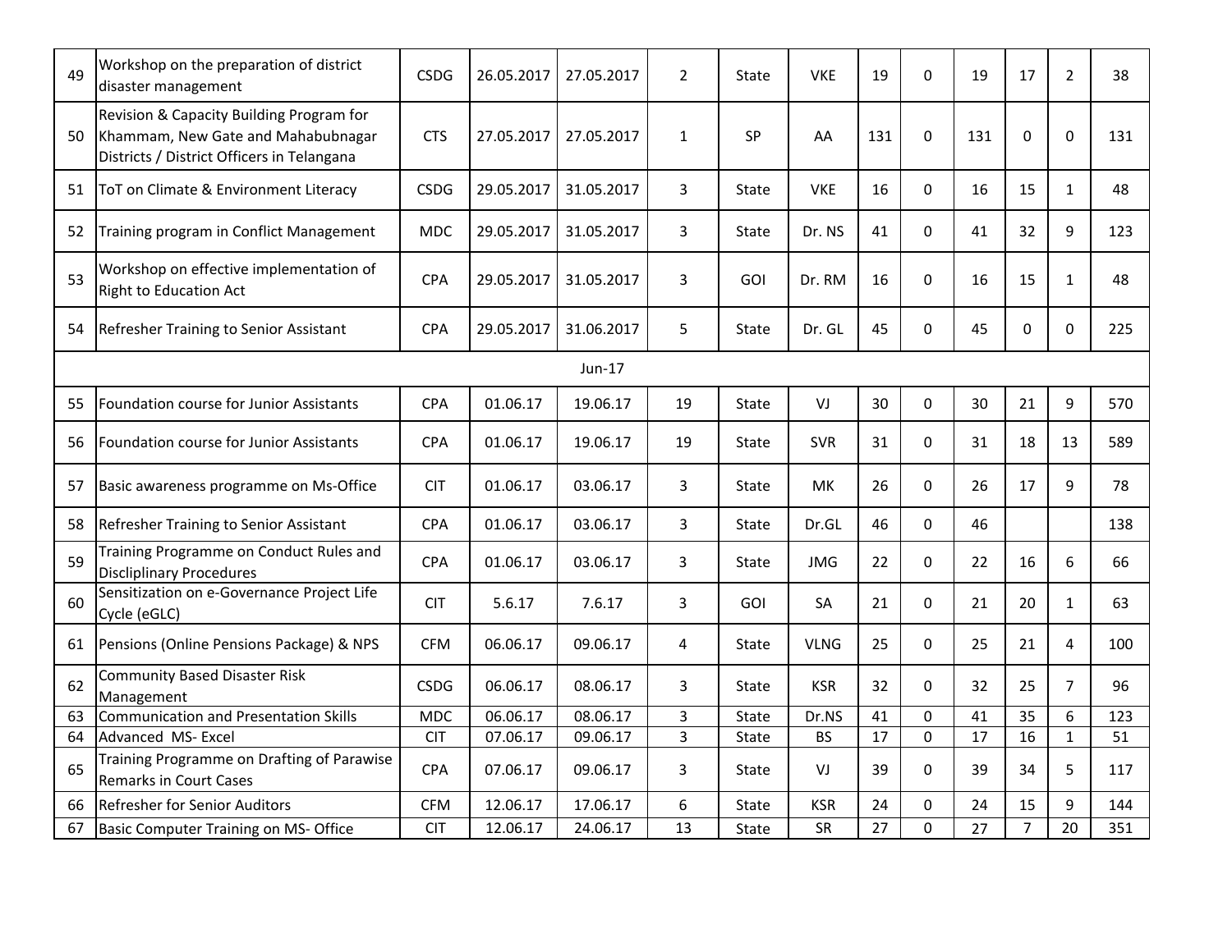| | | | | | | | | | | | | | |
|---|---|---|---|---|---|---|---|---|---|---|---|---|---|
| 49 | Workshop on the preparation of district disaster management | CSDG | 26.05.2017 | 27.05.2017 | 2 | State | VKE | 19 | 0 | 19 | 17 | 2 | 38 |
| 50 | Revision & Capacity Building Program for Khammam, New Gate and Mahabubnagar Districts / District Officers in Telangana | CTS | 27.05.2017 | 27.05.2017 | 1 | SP | AA | 131 | 0 | 131 | 0 | 0 | 131 |
| 51 | ToT on Climate & Environment Literacy | CSDG | 29.05.2017 | 31.05.2017 | 3 | State | VKE | 16 | 0 | 16 | 15 | 1 | 48 |
| 52 | Training program in Conflict Management | MDC | 29.05.2017 | 31.05.2017 | 3 | State | Dr. NS | 41 | 0 | 41 | 32 | 9 | 123 |
| 53 | Workshop on effective implementation of Right to Education Act | CPA | 29.05.2017 | 31.05.2017 | 3 | GOI | Dr. RM | 16 | 0 | 16 | 15 | 1 | 48 |
| 54 | Refresher Training to Senior Assistant | CPA | 29.05.2017 | 31.06.2017 | 5 | State | Dr. GL | 45 | 0 | 45 | 0 | 0 | 225 |
| | | | | Jun-17 | | | | | | | | | |
| 55 | Foundation course for Junior Assistants | CPA | 01.06.17 | 19.06.17 | 19 | State | VJ | 30 | 0 | 30 | 21 | 9 | 570 |
| 56 | Foundation course for Junior Assistants | CPA | 01.06.17 | 19.06.17 | 19 | State | SVR | 31 | 0 | 31 | 18 | 13 | 589 |
| 57 | Basic awareness programme on Ms-Office | CIT | 01.06.17 | 03.06.17 | 3 | State | MK | 26 | 0 | 26 | 17 | 9 | 78 |
| 58 | Refresher Training to Senior Assistant | CPA | 01.06.17 | 03.06.17 | 3 | State | Dr.GL | 46 | 0 | 46 | | | 138 |
| 59 | Training Programme on Conduct Rules and Disciplinary Procedures | CPA | 01.06.17 | 03.06.17 | 3 | State | JMG | 22 | 0 | 22 | 16 | 6 | 66 |
| 60 | Sensitization on e-Governance Project Life Cycle (eGLC) | CIT | 5.6.17 | 7.6.17 | 3 | GOI | SA | 21 | 0 | 21 | 20 | 1 | 63 |
| 61 | Pensions (Online Pensions Package) & NPS | CFM | 06.06.17 | 09.06.17 | 4 | State | VLNG | 25 | 0 | 25 | 21 | 4 | 100 |
| 62 | Community Based Disaster Risk Management | CSDG | 06.06.17 | 08.06.17 | 3 | State | KSR | 32 | 0 | 32 | 25 | 7 | 96 |
| 63 | Communication and Presentation Skills | MDC | 06.06.17 | 08.06.17 | 3 | State | Dr.NS | 41 | 0 | 41 | 35 | 6 | 123 |
| 64 | Advanced MS- Excel | CIT | 07.06.17 | 09.06.17 | 3 | State | BS | 17 | 0 | 17 | 16 | 1 | 51 |
| 65 | Training Programme on Drafting of Parawise Remarks in Court Cases | CPA | 07.06.17 | 09.06.17 | 3 | State | VJ | 39 | 0 | 39 | 34 | 5 | 117 |
| 66 | Refresher for Senior Auditors | CFM | 12.06.17 | 17.06.17 | 6 | State | KSR | 24 | 0 | 24 | 15 | 9 | 144 |
| 67 | Basic Computer Training on MS- Office | CIT | 12.06.17 | 24.06.17 | 13 | State | SR | 27 | 0 | 27 | 7 | 20 | 351 |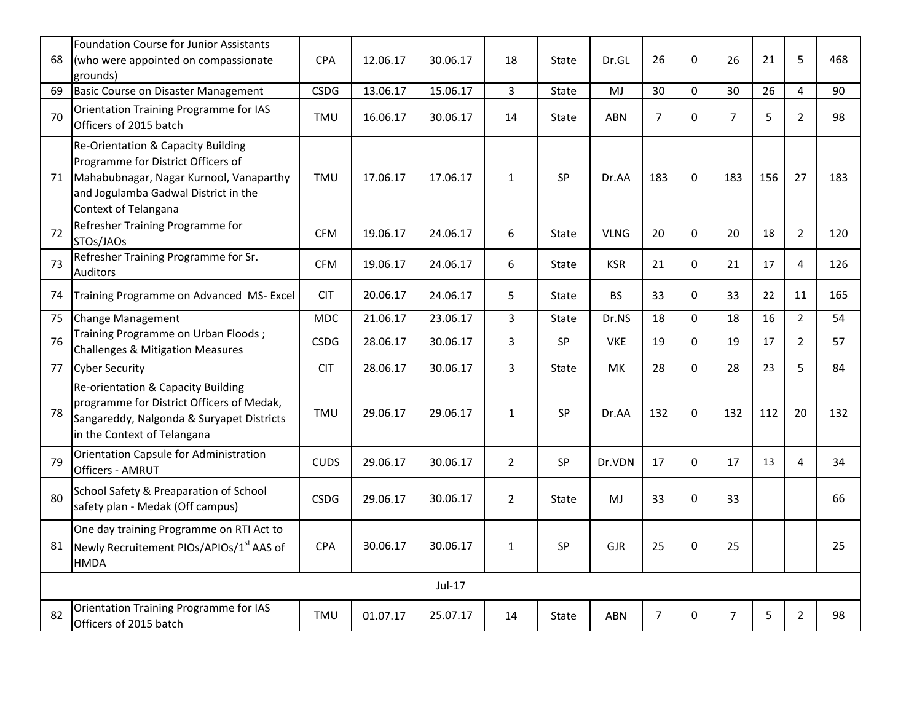| 68 | Foundation Course for Junior Assistants (who were appointed on compassionate grounds) | CPA | 12.06.17 | 30.06.17 | 18 | State | Dr.GL | 26 | 0 | 26 | 21 | 5 | 468 |
|---|---|---|---|---|---|---|---|---|---|---|---|---|---|
| 69 | Basic Course on Disaster Management | CSDG | 13.06.17 | 15.06.17 | 3 | State | MJ | 30 | 0 | 30 | 26 | 4 | 90 |
| 70 | Orientation Training Programme for IAS Officers of 2015 batch | TMU | 16.06.17 | 30.06.17 | 14 | State | ABN | 7 | 0 | 7 | 5 | 2 | 98 |
| 71 | Re-Orientation & Capacity Building Programme for District Officers of Mahabubnagar, Nagar Kurnool, Vanaparthy and Jogulamba Gadwal District in the Context of Telangana | TMU | 17.06.17 | 17.06.17 | 1 | SP | Dr.AA | 183 | 0 | 183 | 156 | 27 | 183 |
| 72 | Refresher Training Programme for STOs/JAOs | CFM | 19.06.17 | 24.06.17 | 6 | State | VLNG | 20 | 0 | 20 | 18 | 2 | 120 |
| 73 | Refresher Training Programme for Sr. Auditors | CFM | 19.06.17 | 24.06.17 | 6 | State | KSR | 21 | 0 | 21 | 17 | 4 | 126 |
| 74 | Training Programme on Advanced MS- Excel | CIT | 20.06.17 | 24.06.17 | 5 | State | BS | 33 | 0 | 33 | 22 | 11 | 165 |
| 75 | Change Management | MDC | 21.06.17 | 23.06.17 | 3 | State | Dr.NS | 18 | 0 | 18 | 16 | 2 | 54 |
| 76 | Training Programme on Urban Floods ; Challenges & Mitigation Measures | CSDG | 28.06.17 | 30.06.17 | 3 | SP | VKE | 19 | 0 | 19 | 17 | 2 | 57 |
| 77 | Cyber Security | CIT | 28.06.17 | 30.06.17 | 3 | State | MK | 28 | 0 | 28 | 23 | 5 | 84 |
| 78 | Re-orientation & Capacity Building programme for District Officers of Medak, Sangareddy, Nalgonda & Suryapet Districts in the Context of Telangana | TMU | 29.06.17 | 29.06.17 | 1 | SP | Dr.AA | 132 | 0 | 132 | 112 | 20 | 132 |
| 79 | Orientation Capsule for Administration Officers - AMRUT | CUDS | 29.06.17 | 30.06.17 | 2 | SP | Dr.VDN | 17 | 0 | 17 | 13 | 4 | 34 |
| 80 | School Safety & Preaparation of School safety plan - Medak (Off campus) | CSDG | 29.06.17 | 30.06.17 | 2 | State | MJ | 33 | 0 | 33 | | | 66 |
| 81 | One day training Programme on RTI Act to Newly Recruitement PIOs/APIOs/1st AAS of HMDA | CPA | 30.06.17 | 30.06.17 | 1 | SP | GJR | 25 | 0 | 25 | | | 25 |
| | | | | Jul-17 | | | | | | | | | |
| 82 | Orientation Training Programme for IAS Officers of 2015 batch | TMU | 01.07.17 | 25.07.17 | 14 | State | ABN | 7 | 0 | 7 | 5 | 2 | 98 |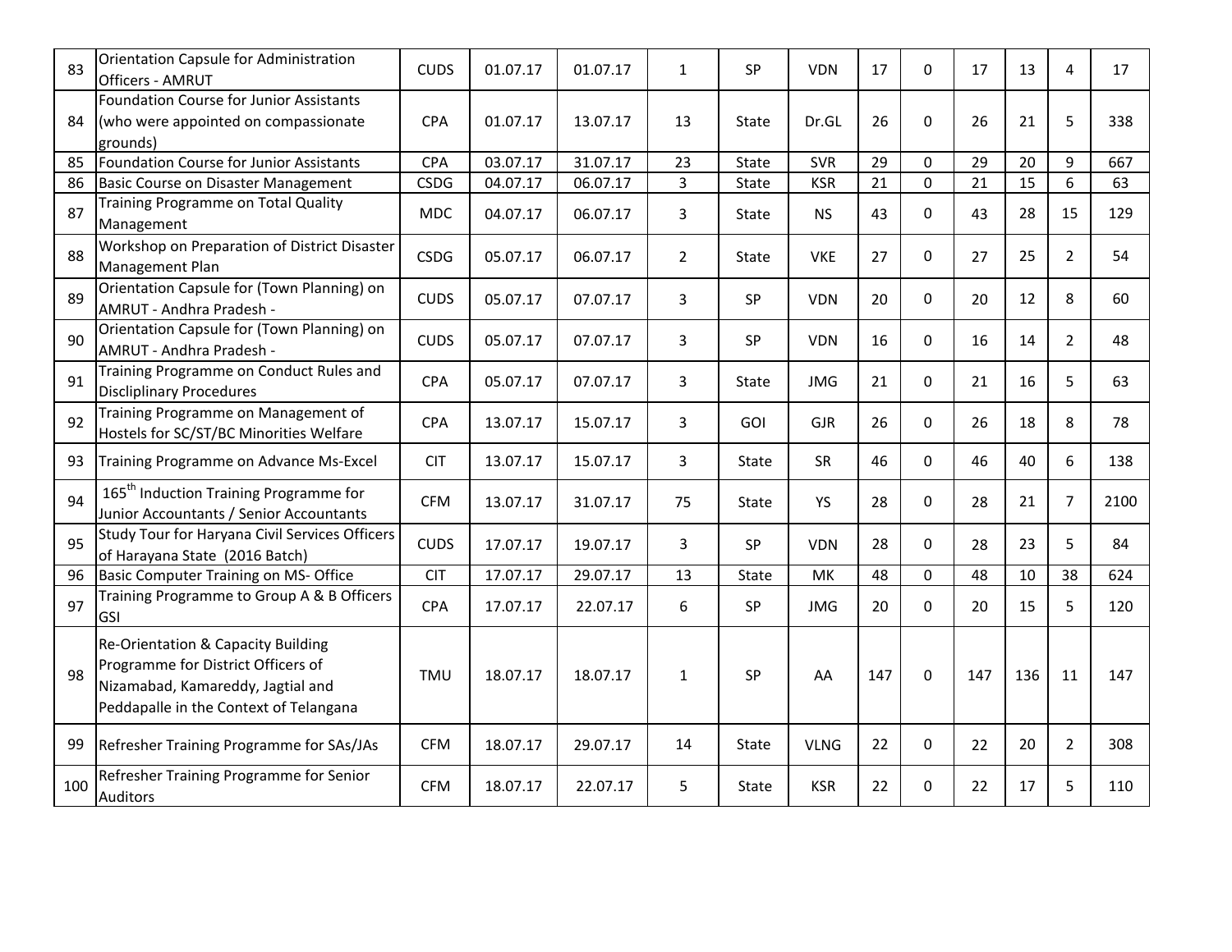| 83 | Orientation Capsule for Administration Officers - AMRUT | CUDS | 01.07.17 | 01.07.17 | 1 | SP | VDN | 17 | 0 | 17 | 13 | 4 | 17 |
|---|---|---|---|---|---|---|---|---|---|---|---|---|---|
| 84 | Foundation Course for Junior Assistants (who were appointed on compassionate grounds) | CPA | 01.07.17 | 13.07.17 | 13 | State | Dr.GL | 26 | 0 | 26 | 21 | 5 | 338 |
| 85 | Foundation Course for Junior Assistants | CPA | 03.07.17 | 31.07.17 | 23 | State | SVR | 29 | 0 | 29 | 20 | 9 | 667 |
| 86 | Basic Course on Disaster Management | CSDG | 04.07.17 | 06.07.17 | 3 | State | KSR | 21 | 0 | 21 | 15 | 6 | 63 |
| 87 | Training Programme on Total Quality Management | MDC | 04.07.17 | 06.07.17 | 3 | State | NS | 43 | 0 | 43 | 28 | 15 | 129 |
| 88 | Workshop on Preparation of District Disaster Management Plan | CSDG | 05.07.17 | 06.07.17 | 2 | State | VKE | 27 | 0 | 27 | 25 | 2 | 54 |
| 89 | Orientation Capsule for (Town Planning) on AMRUT - Andhra Pradesh - | CUDS | 05.07.17 | 07.07.17 | 3 | SP | VDN | 20 | 0 | 20 | 12 | 8 | 60 |
| 90 | Orientation Capsule for (Town Planning) on AMRUT - Andhra Pradesh - | CUDS | 05.07.17 | 07.07.17 | 3 | SP | VDN | 16 | 0 | 16 | 14 | 2 | 48 |
| 91 | Training Programme on Conduct Rules and Discliplinary Procedures | CPA | 05.07.17 | 07.07.17 | 3 | State | JMG | 21 | 0 | 21 | 16 | 5 | 63 |
| 92 | Training Programme on Management of Hostels for SC/ST/BC Minorities Welfare | CPA | 13.07.17 | 15.07.17 | 3 | GOI | GJR | 26 | 0 | 26 | 18 | 8 | 78 |
| 93 | Training Programme on Advance Ms-Excel | CIT | 13.07.17 | 15.07.17 | 3 | State | SR | 46 | 0 | 46 | 40 | 6 | 138 |
| 94 | 165th Induction Training Programme for Junior Accountants / Senior Accountants | CFM | 13.07.17 | 31.07.17 | 75 | State | YS | 28 | 0 | 28 | 21 | 7 | 2100 |
| 95 | Study Tour for Haryana Civil Services Officers of Harayana State (2016 Batch) | CUDS | 17.07.17 | 19.07.17 | 3 | SP | VDN | 28 | 0 | 28 | 23 | 5 | 84 |
| 96 | Basic Computer Training on MS- Office | CIT | 17.07.17 | 29.07.17 | 13 | State | MK | 48 | 0 | 48 | 10 | 38 | 624 |
| 97 | Training Programme to Group A & B Officers GSI | CPA | 17.07.17 | 22.07.17 | 6 | SP | JMG | 20 | 0 | 20 | 15 | 5 | 120 |
| 98 | Re-Orientation & Capacity Building Programme for District Officers of Nizamabad, Kamareddy, Jagtial and Peddapalle in the Context of Telangana | TMU | 18.07.17 | 18.07.17 | 1 | SP | AA | 147 | 0 | 147 | 136 | 11 | 147 |
| 99 | Refresher Training Programme for SAs/JAs | CFM | 18.07.17 | 29.07.17 | 14 | State | VLNG | 22 | 0 | 22 | 20 | 2 | 308 |
| 100 | Refresher Training Programme for Senior Auditors | CFM | 18.07.17 | 22.07.17 | 5 | State | KSR | 22 | 0 | 22 | 17 | 5 | 110 |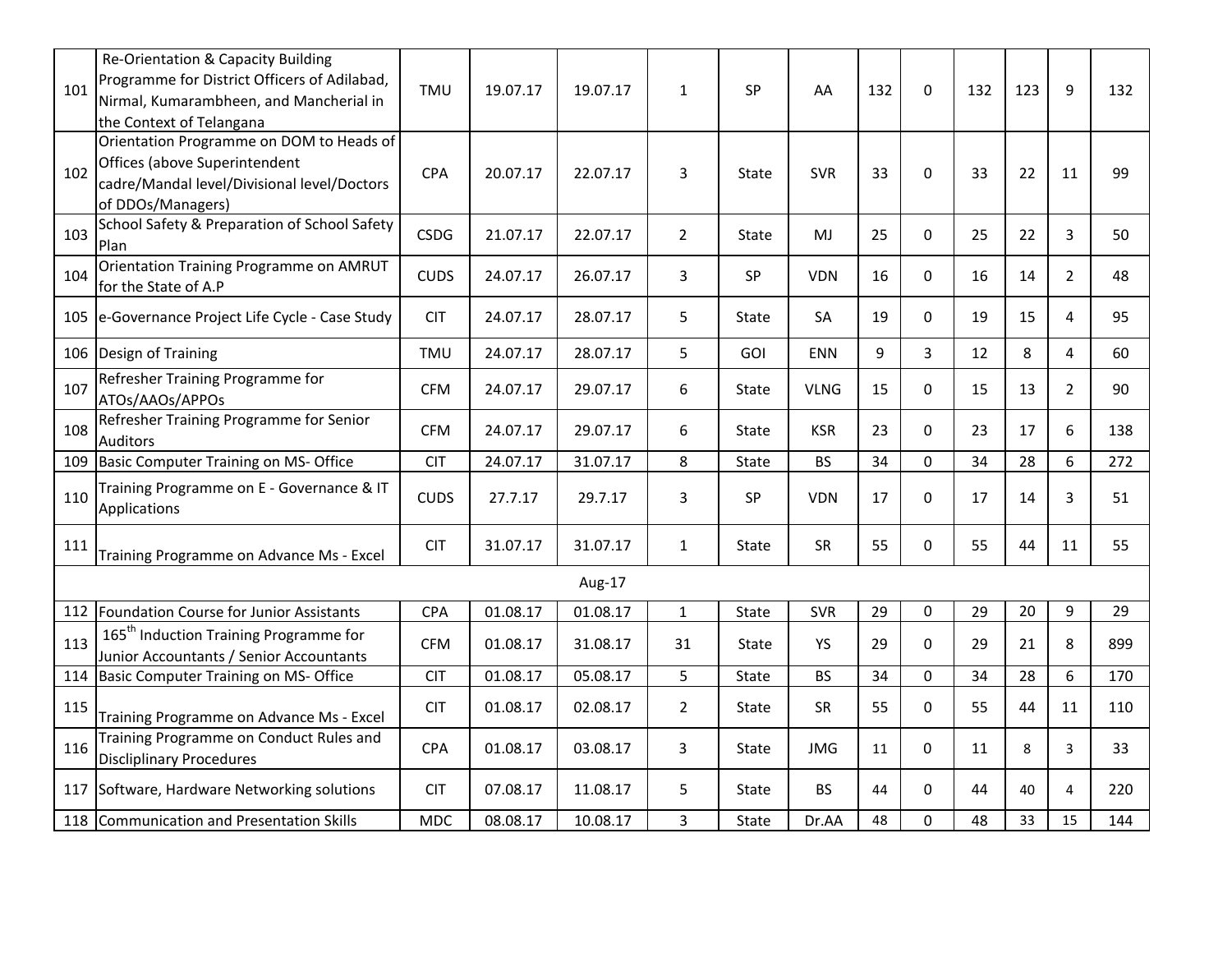| | | | | | | | | | | | | | |
|---|---|---|---|---|---|---|---|---|---|---|---|---|---|
| 101 | Re-Orientation & Capacity Building Programme for District Officers of Adilabad, Nirmal, Kumarambheen, and Mancherial in the Context of Telangana | TMU | 19.07.17 | 19.07.17 | 1 | SP | AA | 132 | 0 | 132 | 123 | 9 | 132 |
| 102 | Orientation Programme on DOM to Heads of Offices (above Superintendent cadre/Mandal level/Divisional level/Doctors of DDOs/Managers) | CPA | 20.07.17 | 22.07.17 | 3 | State | SVR | 33 | 0 | 33 | 22 | 11 | 99 |
| 103 | School Safety & Preparation of School Safety Plan | CSDG | 21.07.17 | 22.07.17 | 2 | State | MJ | 25 | 0 | 25 | 22 | 3 | 50 |
| 104 | Orientation Training Programme on AMRUT for the State of A.P | CUDS | 24.07.17 | 26.07.17 | 3 | SP | VDN | 16 | 0 | 16 | 14 | 2 | 48 |
| 105 | e-Governance Project Life Cycle - Case Study | CIT | 24.07.17 | 28.07.17 | 5 | State | SA | 19 | 0 | 19 | 15 | 4 | 95 |
| 106 | Design of Training | TMU | 24.07.17 | 28.07.17 | 5 | GOI | ENN | 9 | 3 | 12 | 8 | 4 | 60 |
| 107 | Refresher Training Programme for ATOs/AAOs/APPOs | CFM | 24.07.17 | 29.07.17 | 6 | State | VLNG | 15 | 0 | 15 | 13 | 2 | 90 |
| 108 | Refresher Training Programme for Senior Auditors | CFM | 24.07.17 | 29.07.17 | 6 | State | KSR | 23 | 0 | 23 | 17 | 6 | 138 |
| 109 | Basic Computer Training on MS- Office | CIT | 24.07.17 | 31.07.17 | 8 | State | BS | 34 | 0 | 34 | 28 | 6 | 272 |
| 110 | Training Programme on E - Governance & IT Applications | CUDS | 27.7.17 | 29.7.17 | 3 | SP | VDN | 17 | 0 | 17 | 14 | 3 | 51 |
| 111 | Training Programme on Advance Ms - Excel | CIT | 31.07.17 | 31.07.17 | 1 | State | SR | 55 | 0 | 55 | 44 | 11 | 55 |
| | | | | Aug-17 | | | | | | | | | |
| 112 | Foundation Course for Junior Assistants | CPA | 01.08.17 | 01.08.17 | 1 | State | SVR | 29 | 0 | 29 | 20 | 9 | 29 |
| 113 | 165th Induction Training Programme for Junior Accountants / Senior Accountants | CFM | 01.08.17 | 31.08.17 | 31 | State | YS | 29 | 0 | 29 | 21 | 8 | 899 |
| 114 | Basic Computer Training on MS- Office | CIT | 01.08.17 | 05.08.17 | 5 | State | BS | 34 | 0 | 34 | 28 | 6 | 170 |
| 115 | Training Programme on Advance Ms - Excel | CIT | 01.08.17 | 02.08.17 | 2 | State | SR | 55 | 0 | 55 | 44 | 11 | 110 |
| 116 | Training Programme on Conduct Rules and Discliplinary Procedures | CPA | 01.08.17 | 03.08.17 | 3 | State | JMG | 11 | 0 | 11 | 8 | 3 | 33 |
| 117 | Software, Hardware Networking solutions | CIT | 07.08.17 | 11.08.17 | 5 | State | BS | 44 | 0 | 44 | 40 | 4 | 220 |
| 118 | Communication and Presentation Skills | MDC | 08.08.17 | 10.08.17 | 3 | State | Dr.AA | 48 | 0 | 48 | 33 | 15 | 144 |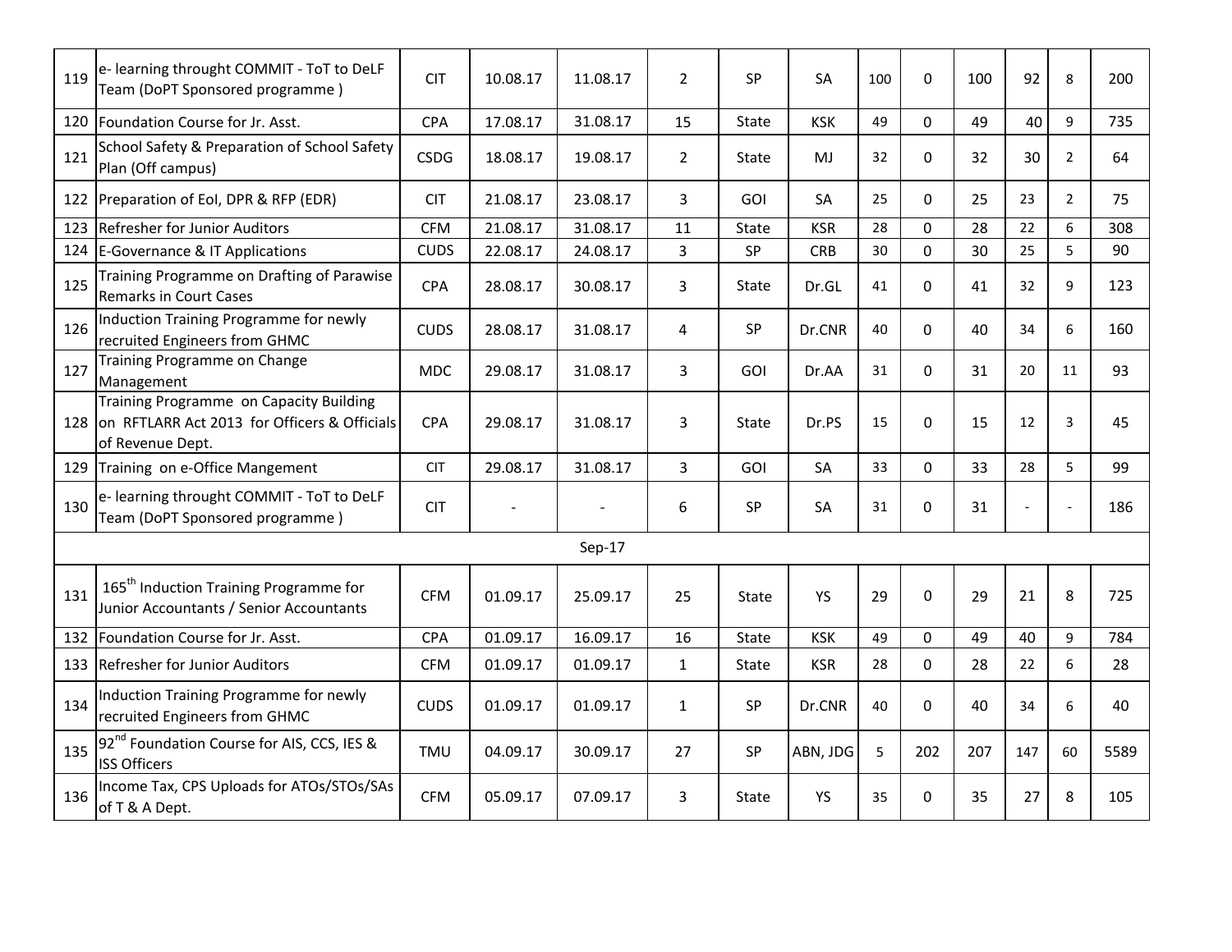| | | | | | | | | | | | | | |
|---|---|---|---|---|---|---|---|---|---|---|---|---|---|
| 119 | e- learning throught COMMIT - ToT to DeLF Team (DoPT Sponsored programme ) | CIT | 10.08.17 | 11.08.17 | 2 | SP | SA | 100 | 0 | 100 | 92 | 8 | 200 |
| 120 | Foundation Course for Jr. Asst. | CPA | 17.08.17 | 31.08.17 | 15 | State | KSK | 49 | 0 | 49 | 40 | 9 | 735 |
| 121 | School Safety & Preparation of School Safety Plan (Off campus) | CSDG | 18.08.17 | 19.08.17 | 2 | State | MJ | 32 | 0 | 32 | 30 | 2 | 64 |
| 122 | Preparation of EoI, DPR & RFP (EDR) | CIT | 21.08.17 | 23.08.17 | 3 | GOI | SA | 25 | 0 | 25 | 23 | 2 | 75 |
| 123 | Refresher for Junior Auditors | CFM | 21.08.17 | 31.08.17 | 11 | State | KSR | 28 | 0 | 28 | 22 | 6 | 308 |
| 124 | E-Governance & IT Applications | CUDS | 22.08.17 | 24.08.17 | 3 | SP | CRB | 30 | 0 | 30 | 25 | 5 | 90 |
| 125 | Training Programme on Drafting of Parawise Remarks in Court Cases | CPA | 28.08.17 | 30.08.17 | 3 | State | Dr.GL | 41 | 0 | 41 | 32 | 9 | 123 |
| 126 | Induction Training Programme for newly recruited Engineers from GHMC | CUDS | 28.08.17 | 31.08.17 | 4 | SP | Dr.CNR | 40 | 0 | 40 | 34 | 6 | 160 |
| 127 | Training Programme on Change Management | MDC | 29.08.17 | 31.08.17 | 3 | GOI | Dr.AA | 31 | 0 | 31 | 20 | 11 | 93 |
| 128 | Training Programme on Capacity Building on RFTLARR Act 2013 for Officers & Officials of Revenue Dept. | CPA | 29.08.17 | 31.08.17 | 3 | State | Dr.PS | 15 | 0 | 15 | 12 | 3 | 45 |
| 129 | Training on e-Office Mangement | CIT | 29.08.17 | 31.08.17 | 3 | GOI | SA | 33 | 0 | 33 | 28 | 5 | 99 |
| 130 | e- learning throught COMMIT - ToT to DeLF Team (DoPT Sponsored programme ) | CIT | - | - | 6 | SP | SA | 31 | 0 | 31 | - | - | 186 |
| | | | | Sep-17 | | | | | | | | | |
| 131 | 165th Induction Training Programme for Junior Accountants / Senior Accountants | CFM | 01.09.17 | 25.09.17 | 25 | State | YS | 29 | 0 | 29 | 21 | 8 | 725 |
| 132 | Foundation Course for Jr. Asst. | CPA | 01.09.17 | 16.09.17 | 16 | State | KSK | 49 | 0 | 49 | 40 | 9 | 784 |
| 133 | Refresher for Junior Auditors | CFM | 01.09.17 | 01.09.17 | 1 | State | KSR | 28 | 0 | 28 | 22 | 6 | 28 |
| 134 | Induction Training Programme for newly recruited Engineers from GHMC | CUDS | 01.09.17 | 01.09.17 | 1 | SP | Dr.CNR | 40 | 0 | 40 | 34 | 6 | 40 |
| 135 | 92nd Foundation Course for AIS, CCS, IES & ISS Officers | TMU | 04.09.17 | 30.09.17 | 27 | SP | ABN, JDG | 5 | 202 | 207 | 147 | 60 | 5589 |
| 136 | Income Tax, CPS Uploads for ATOs/STOs/SAs of T & A Dept. | CFM | 05.09.17 | 07.09.17 | 3 | State | YS | 35 | 0 | 35 | 27 | 8 | 105 |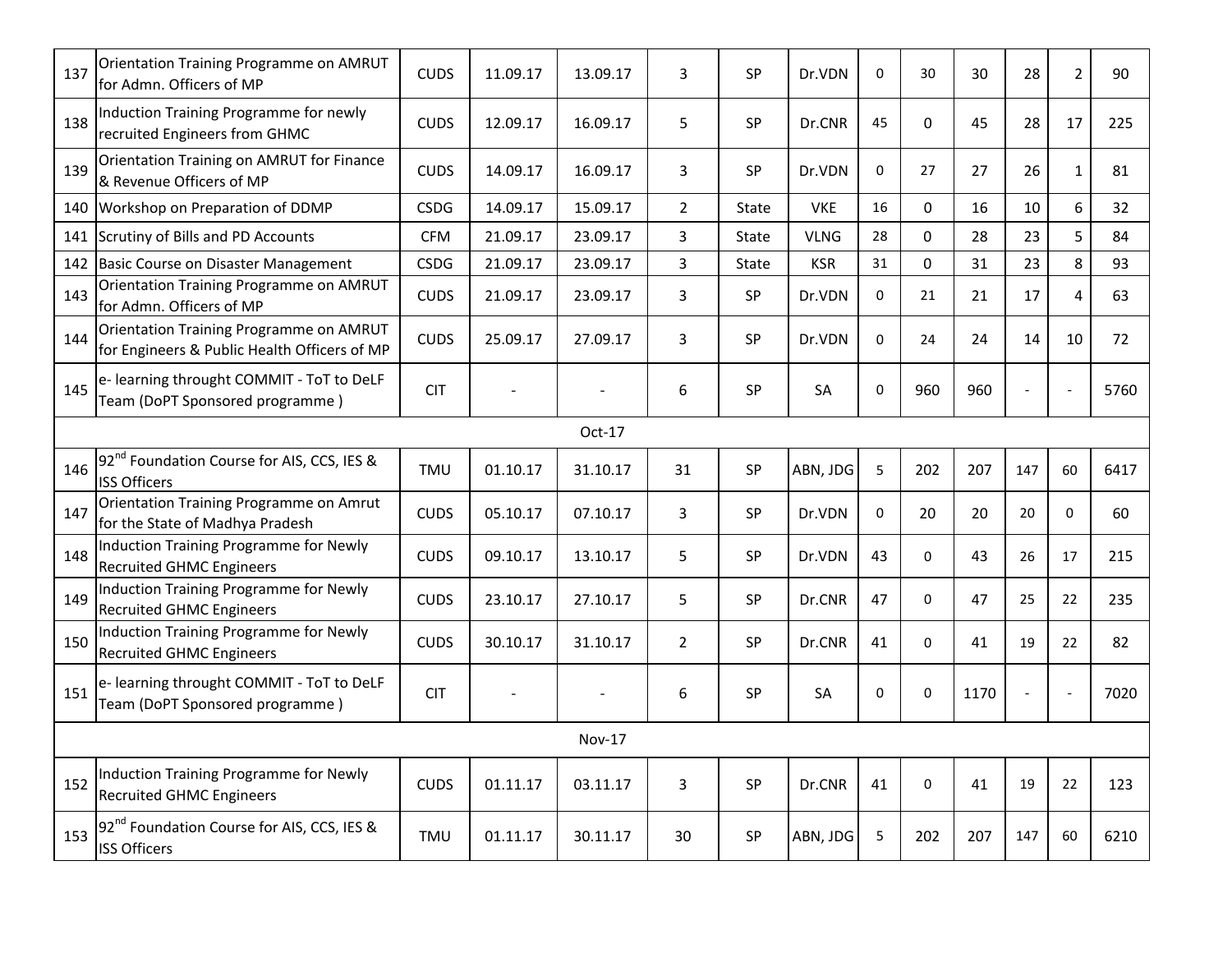| 137 | Orientation Training Programme on AMRUT for Admn. Officers of MP | CUDS | 11.09.17 | 13.09.17 | 3 | SP | Dr.VDN | 0 | 30 | 30 | 28 | 2 | 90 |
|---|---|---|---|---|---|---|---|---|---|---|---|---|---|
| 138 | Induction Training Programme for newly recruited Engineers from GHMC | CUDS | 12.09.17 | 16.09.17 | 5 | SP | Dr.CNR | 45 | 0 | 45 | 28 | 17 | 225 |
| 139 | Orientation Training on AMRUT for Finance & Revenue Officers of MP | CUDS | 14.09.17 | 16.09.17 | 3 | SP | Dr.VDN | 0 | 27 | 27 | 26 | 1 | 81 |
| 140 | Workshop on Preparation of DDMP | CSDG | 14.09.17 | 15.09.17 | 2 | State | VKE | 16 | 0 | 16 | 10 | 6 | 32 |
| 141 | Scrutiny of Bills and PD Accounts | CFM | 21.09.17 | 23.09.17 | 3 | State | VLNG | 28 | 0 | 28 | 23 | 5 | 84 |
| 142 | Basic Course on Disaster Management | CSDG | 21.09.17 | 23.09.17 | 3 | State | KSR | 31 | 0 | 31 | 23 | 8 | 93 |
| 143 | Orientation Training Programme on AMRUT for Admn. Officers of MP | CUDS | 21.09.17 | 23.09.17 | 3 | SP | Dr.VDN | 0 | 21 | 21 | 17 | 4 | 63 |
| 144 | Orientation Training Programme on AMRUT for Engineers & Public Health Officers of MP | CUDS | 25.09.17 | 27.09.17 | 3 | SP | Dr.VDN | 0 | 24 | 24 | 14 | 10 | 72 |
| 145 | e- learning throught COMMIT - ToT to DeLF Team (DoPT Sponsored programme ) | CIT | - | - | 6 | SP | SA | 0 | 960 | 960 | - | - | 5760 |
| | | | | Oct-17 | | | | | | | | | |
| 146 | 92nd Foundation Course for AIS, CCS, IES & ISS Officers | TMU | 01.10.17 | 31.10.17 | 31 | SP | ABN, JDG | 5 | 202 | 207 | 147 | 60 | 6417 |
| 147 | Orientation Training Programme on Amrut for the State of Madhya Pradesh | CUDS | 05.10.17 | 07.10.17 | 3 | SP | Dr.VDN | 0 | 20 | 20 | 20 | 0 | 60 |
| 148 | Induction Training Programme for Newly Recruited GHMC Engineers | CUDS | 09.10.17 | 13.10.17 | 5 | SP | Dr.VDN | 43 | 0 | 43 | 26 | 17 | 215 |
| 149 | Induction Training Programme for Newly Recruited GHMC Engineers | CUDS | 23.10.17 | 27.10.17 | 5 | SP | Dr.CNR | 47 | 0 | 47 | 25 | 22 | 235 |
| 150 | Induction Training Programme for Newly Recruited GHMC Engineers | CUDS | 30.10.17 | 31.10.17 | 2 | SP | Dr.CNR | 41 | 0 | 41 | 19 | 22 | 82 |
| 151 | e- learning throught COMMIT - ToT to DeLF Team (DoPT Sponsored programme ) | CIT | - | - | 6 | SP | SA | 0 | 0 | 1170 | - | - | 7020 |
| | | | | Nov-17 | | | | | | | | | |
| 152 | Induction Training Programme for Newly Recruited GHMC Engineers | CUDS | 01.11.17 | 03.11.17 | 3 | SP | Dr.CNR | 41 | 0 | 41 | 19 | 22 | 123 |
| 153 | 92nd Foundation Course for AIS, CCS, IES & ISS Officers | TMU | 01.11.17 | 30.11.17 | 30 | SP | ABN, JDG | 5 | 202 | 207 | 147 | 60 | 6210 |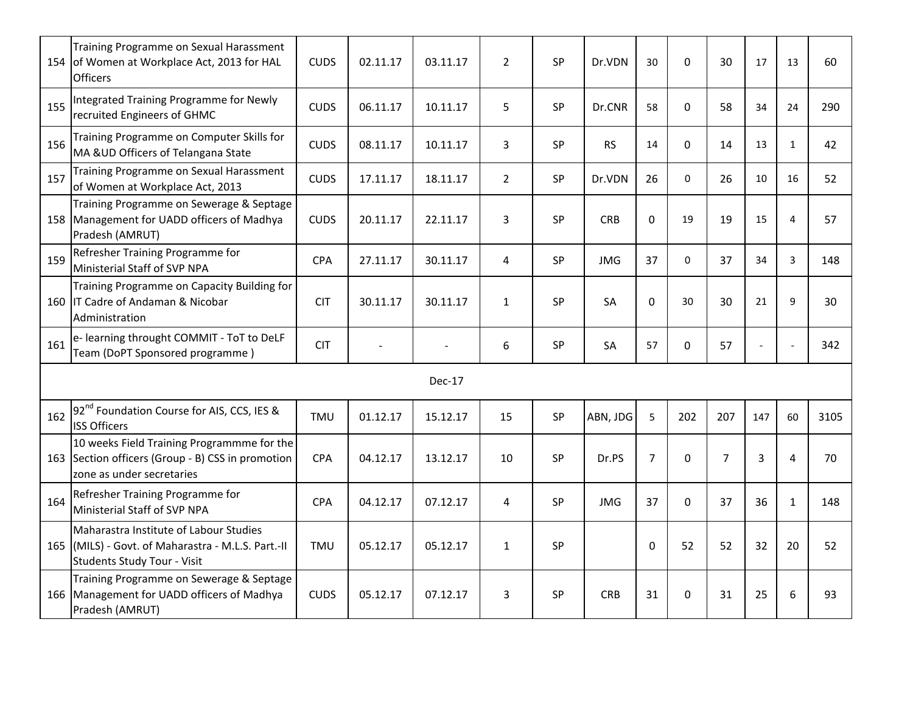| | | | | | | | | | | | | | |
|---|---|---|---|---|---|---|---|---|---|---|---|---|---|
| 154 | Training Programme on Sexual Harassment of Women at Workplace Act, 2013 for HAL Officers | CUDS | 02.11.17 | 03.11.17 | 2 | SP | Dr.VDN | 30 | 0 | 30 | 17 | 13 | 60 |
| 155 | Integrated Training Programme for Newly recruited Engineers of GHMC | CUDS | 06.11.17 | 10.11.17 | 5 | SP | Dr.CNR | 58 | 0 | 58 | 34 | 24 | 290 |
| 156 | Training Programme on Computer Skills for MA &UD Officers of Telangana State | CUDS | 08.11.17 | 10.11.17 | 3 | SP | RS | 14 | 0 | 14 | 13 | 1 | 42 |
| 157 | Training Programme on Sexual Harassment of Women at Workplace Act, 2013 | CUDS | 17.11.17 | 18.11.17 | 2 | SP | Dr.VDN | 26 | 0 | 26 | 10 | 16 | 52 |
| 158 | Training Programme on Sewerage & Septage Management for UADD officers of Madhya Pradesh (AMRUT) | CUDS | 20.11.17 | 22.11.17 | 3 | SP | CRB | 0 | 19 | 19 | 15 | 4 | 57 |
| 159 | Refresher Training Programme for Ministerial Staff of SVP NPA | CPA | 27.11.17 | 30.11.17 | 4 | SP | JMG | 37 | 0 | 37 | 34 | 3 | 148 |
| 160 | Training Programme on Capacity Building for IT Cadre of Andaman & Nicobar Administration | CIT | 30.11.17 | 30.11.17 | 1 | SP | SA | 0 | 30 | 30 | 21 | 9 | 30 |
| 161 | e- learning throught COMMIT - ToT to DeLF Team (DoPT Sponsored programme ) | CIT | - | - | 6 | SP | SA | 57 | 0 | 57 | - | - | 342 |
| | | | | Dec-17 | | | | | | | | | |
| 162 | 92nd Foundation Course for AIS, CCS, IES & ISS Officers | TMU | 01.12.17 | 15.12.17 | 15 | SP | ABN, JDG | 5 | 202 | 207 | 147 | 60 | 3105 |
| 163 | 10 weeks Field Training Programmme for the Section officers (Group - B) CSS in promotion zone as under secretaries | CPA | 04.12.17 | 13.12.17 | 10 | SP | Dr.PS | 7 | 0 | 7 | 3 | 4 | 70 |
| 164 | Refresher Training Programme for Ministerial Staff of SVP NPA | CPA | 04.12.17 | 07.12.17 | 4 | SP | JMG | 37 | 0 | 37 | 36 | 1 | 148 |
| 165 | Maharastra Institute of Labour Studies (MILS) - Govt. of Maharastra - M.L.S. Part.-II Students Study Tour - Visit | TMU | 05.12.17 | 05.12.17 | 1 | SP | | 0 | 52 | 52 | 32 | 20 | 52 |
| 166 | Training Programme on Sewerage & Septage Management for UADD officers of Madhya Pradesh (AMRUT) | CUDS | 05.12.17 | 07.12.17 | 3 | SP | CRB | 31 | 0 | 31 | 25 | 6 | 93 |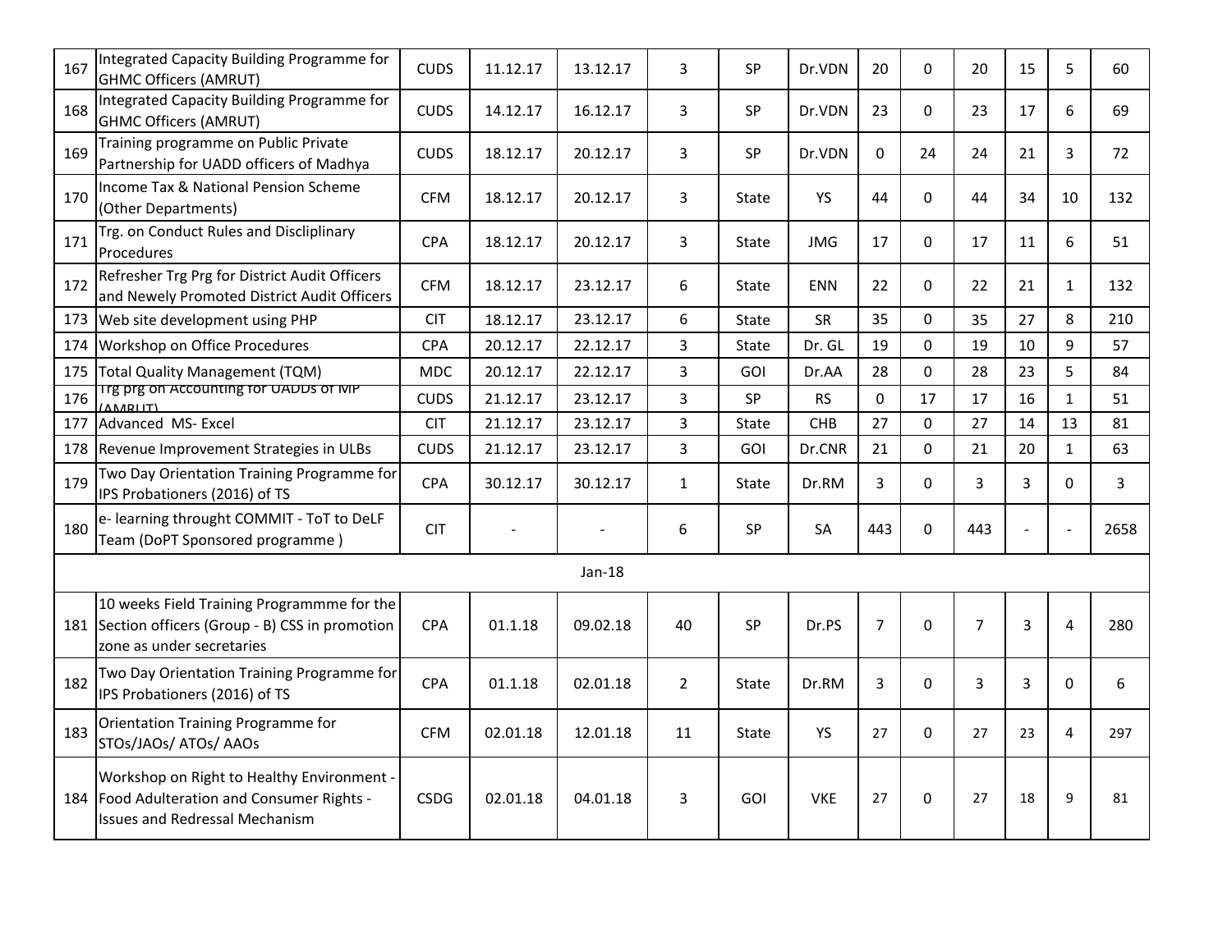| 167 | Integrated Capacity Building Programme for GHMC Officers (AMRUT) | CUDS | 11.12.17 | 13.12.17 | 3 | SP | Dr.VDN | 20 | 0 | 20 | 15 | 5 | 60 |
|---|---|---|---|---|---|---|---|---|---|---|---|---|---|
| 168 | Integrated Capacity Building Programme for GHMC Officers (AMRUT) | CUDS | 14.12.17 | 16.12.17 | 3 | SP | Dr.VDN | 23 | 0 | 23 | 17 | 6 | 69 |
| 169 | Training programme on Public Private Partnership for UADD officers of Madhya | CUDS | 18.12.17 | 20.12.17 | 3 | SP | Dr.VDN | 0 | 24 | 24 | 21 | 3 | 72 |
| 170 | Income Tax & National Pension Scheme (Other Departments) | CFM | 18.12.17 | 20.12.17 | 3 | State | YS | 44 | 0 | 44 | 34 | 10 | 132 |
| 171 | Trg. on Conduct Rules and Discliplinary Procedures | CPA | 18.12.17 | 20.12.17 | 3 | State | JMG | 17 | 0 | 17 | 11 | 6 | 51 |
| 172 | Refresher Trg Prg for District Audit Officers and Newely Promoted District Audit Officers | CFM | 18.12.17 | 23.12.17 | 6 | State | ENN | 22 | 0 | 22 | 21 | 1 | 132 |
| 173 | Web site development using PHP | CIT | 18.12.17 | 23.12.17 | 6 | State | SR | 35 | 0 | 35 | 27 | 8 | 210 |
| 174 | Workshop on Office Procedures | CPA | 20.12.17 | 22.12.17 | 3 | State | Dr. GL | 19 | 0 | 19 | 10 | 9 | 57 |
| 175 | Total Quality Management (TQM) | MDC | 20.12.17 | 22.12.17 | 3 | GOI | Dr.AA | 28 | 0 | 28 | 23 | 5 | 84 |
| 176 | Trg prg on Accounting for UADDs of MP (AMRUT) | CUDS | 21.12.17 | 23.12.17 | 3 | SP | RS | 0 | 17 | 17 | 16 | 1 | 51 |
| 177 | Advanced MS- Excel | CIT | 21.12.17 | 23.12.17 | 3 | State | CHB | 27 | 0 | 27 | 14 | 13 | 81 |
| 178 | Revenue Improvement Strategies in ULBs | CUDS | 21.12.17 | 23.12.17 | 3 | GOI | Dr.CNR | 21 | 0 | 21 | 20 | 1 | 63 |
| 179 | Two Day Orientation Training Programme for IPS Probationers (2016) of TS | CPA | 30.12.17 | 30.12.17 | 1 | State | Dr.RM | 3 | 0 | 3 | 3 | 0 | 3 |
| 180 | e- learning throught COMMIT - ToT to DeLF Team (DoPT Sponsored programme ) | CIT | - | - | 6 | SP | SA | 443 | 0 | 443 | - | - | 2658 |
| | | | | Jan-18 | | | | | | | | | |
| 181 | 10 weeks Field Training Programmme for the Section officers (Group - B) CSS in promotion zone as under secretaries | CPA | 01.1.18 | 09.02.18 | 40 | SP | Dr.PS | 7 | 0 | 7 | 3 | 4 | 280 |
| 182 | Two Day Orientation Training Programme for IPS Probationers (2016) of TS | CPA | 01.1.18 | 02.01.18 | 2 | State | Dr.RM | 3 | 0 | 3 | 3 | 0 | 6 |
| 183 | Orientation Training Programme for STOs/JAOs/ ATOs/ AAOs | CFM | 02.01.18 | 12.01.18 | 11 | State | YS | 27 | 0 | 27 | 23 | 4 | 297 |
| 184 | Workshop on Right to Healthy Environment - Food Adulteration and Consumer Rights - Issues and Redressal Mechanism | CSDG | 02.01.18 | 04.01.18 | 3 | GOI | VKE | 27 | 0 | 27 | 18 | 9 | 81 |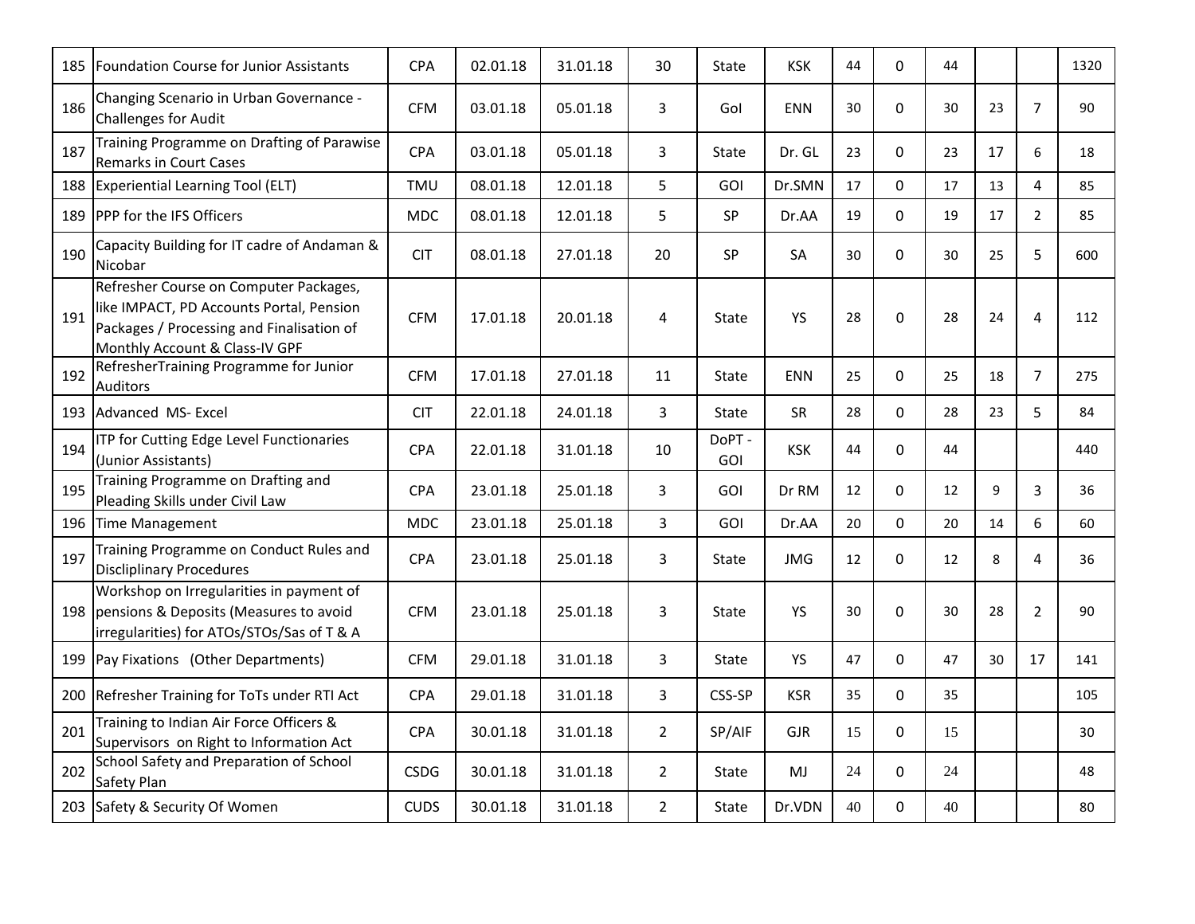| | | | | | | | | | | | | | |
|---|---|---|---|---|---|---|---|---|---|---|---|---|---|
| 185 | Foundation Course for Junior Assistants | CPA | 02.01.18 | 31.01.18 | 30 | State | KSK | 44 | 0 | 44 | | | 1320 |
| 186 | Changing Scenario in Urban Governance - Challenges for Audit | CFM | 03.01.18 | 05.01.18 | 3 | GoI | ENN | 30 | 0 | 30 | 23 | 7 | 90 |
| 187 | Training Programme on Drafting of Parawise Remarks in Court Cases | CPA | 03.01.18 | 05.01.18 | 3 | State | Dr. GL | 23 | 0 | 23 | 17 | 6 | 18 |
| 188 | Experiential Learning Tool (ELT) | TMU | 08.01.18 | 12.01.18 | 5 | GOI | Dr.SMN | 17 | 0 | 17 | 13 | 4 | 85 |
| 189 | PPP for the IFS Officers | MDC | 08.01.18 | 12.01.18 | 5 | SP | Dr.AA | 19 | 0 | 19 | 17 | 2 | 85 |
| 190 | Capacity Building for IT cadre of Andaman & Nicobar | CIT | 08.01.18 | 27.01.18 | 20 | SP | SA | 30 | 0 | 30 | 25 | 5 | 600 |
| 191 | Refresher Course on Computer Packages, like IMPACT, PD Accounts Portal, Pension Packages / Processing and Finalisation of Monthly Account & Class-IV GPF | CFM | 17.01.18 | 20.01.18 | 4 | State | YS | 28 | 0 | 28 | 24 | 4 | 112 |
| 192 | RefresherTraining Programme for Junior Auditors | CFM | 17.01.18 | 27.01.18 | 11 | State | ENN | 25 | 0 | 25 | 18 | 7 | 275 |
| 193 | Advanced MS- Excel | CIT | 22.01.18 | 24.01.18 | 3 | State | SR | 28 | 0 | 28 | 23 | 5 | 84 |
| 194 | ITP for Cutting Edge Level Functionaries (Junior Assistants) | CPA | 22.01.18 | 31.01.18 | 10 | DoPT - GOI | KSK | 44 | 0 | 44 | | | 440 |
| 195 | Training Programme on Drafting and Pleading Skills under Civil Law | CPA | 23.01.18 | 25.01.18 | 3 | GOI | Dr RM | 12 | 0 | 12 | 9 | 3 | 36 |
| 196 | Time Management | MDC | 23.01.18 | 25.01.18 | 3 | GOI | Dr.AA | 20 | 0 | 20 | 14 | 6 | 60 |
| 197 | Training Programme on Conduct Rules and Discliplinary Procedures | CPA | 23.01.18 | 25.01.18 | 3 | State | JMG | 12 | 0 | 12 | 8 | 4 | 36 |
| 198 | Workshop on Irregularities in payment of pensions & Deposits (Measures to avoid irregularities) for ATOs/STOs/Sas of T & A | CFM | 23.01.18 | 25.01.18 | 3 | State | YS | 30 | 0 | 30 | 28 | 2 | 90 |
| 199 | Pay Fixations (Other Departments) | CFM | 29.01.18 | 31.01.18 | 3 | State | YS | 47 | 0 | 47 | 30 | 17 | 141 |
| 200 | Refresher Training for ToTs under RTI Act | CPA | 29.01.18 | 31.01.18 | 3 | CSS-SP | KSR | 35 | 0 | 35 | | | 105 |
| 201 | Training to Indian Air Force Officers & Supervisors on Right to Information Act | CPA | 30.01.18 | 31.01.18 | 2 | SP/AIF | GJR | 15 | 0 | 15 | | | 30 |
| 202 | School Safety and Preparation of School Safety Plan | CSDG | 30.01.18 | 31.01.18 | 2 | State | MJ | 24 | 0 | 24 | | | 48 |
| 203 | Safety & Security Of Women | CUDS | 30.01.18 | 31.01.18 | 2 | State | Dr.VDN | 40 | 0 | 40 | | | 80 |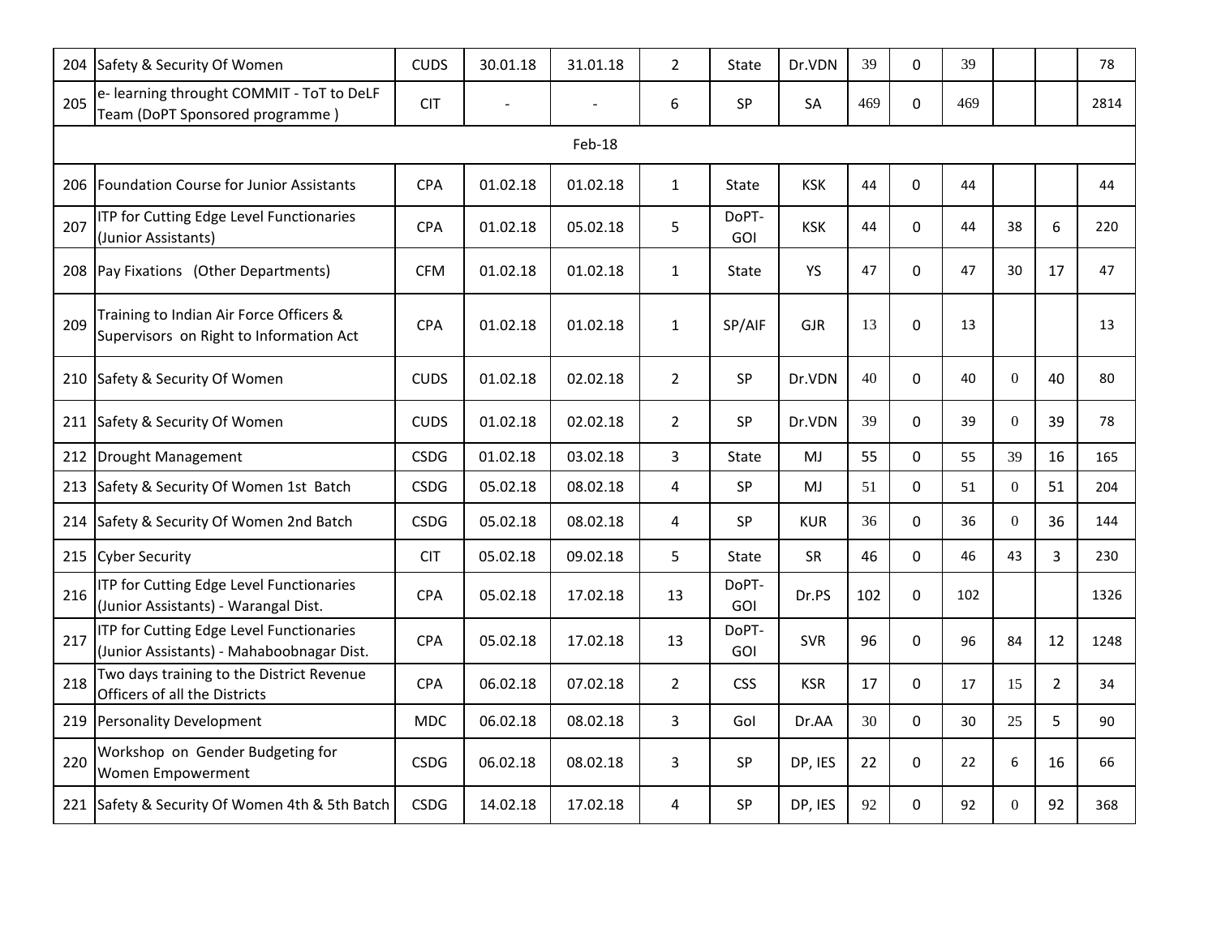| | | | | | | | | | | | | | |
|---|---|---|---|---|---|---|---|---|---|---|---|---|---|
| 204 | Safety & Security Of Women | CUDS | 30.01.18 | 31.01.18 | 2 | State | Dr.VDN | 39 | 0 | 39 | | | 78 |
| 205 | e- learning throught COMMIT - ToT to DeLF Team (DoPT Sponsored programme ) | CIT | - | - | 6 | SP | SA | 469 | 0 | 469 | | | 2814 |
| | | | | Feb-18 | | | | | | | | | |
| 206 | Foundation Course for Junior Assistants | CPA | 01.02.18 | 01.02.18 | 1 | State | KSK | 44 | 0 | 44 | | | 44 |
| 207 | ITP for Cutting Edge Level Functionaries (Junior Assistants) | CPA | 01.02.18 | 05.02.18 | 5 | DoPT-GOI | KSK | 44 | 0 | 44 | 38 | 6 | 220 |
| 208 | Pay Fixations (Other Departments) | CFM | 01.02.18 | 01.02.18 | 1 | State | YS | 47 | 0 | 47 | 30 | 17 | 47 |
| 209 | Training to Indian Air Force Officers & Supervisors on Right to Information Act | CPA | 01.02.18 | 01.02.18 | 1 | SP/AIF | GJR | 13 | 0 | 13 | | | 13 |
| 210 | Safety & Security Of Women | CUDS | 01.02.18 | 02.02.18 | 2 | SP | Dr.VDN | 40 | 0 | 40 | 0 | 40 | 80 |
| 211 | Safety & Security Of Women | CUDS | 01.02.18 | 02.02.18 | 2 | SP | Dr.VDN | 39 | 0 | 39 | 0 | 39 | 78 |
| 212 | Drought Management | CSDG | 01.02.18 | 03.02.18 | 3 | State | MJ | 55 | 0 | 55 | 39 | 16 | 165 |
| 213 | Safety & Security Of Women 1st Batch | CSDG | 05.02.18 | 08.02.18 | 4 | SP | MJ | 51 | 0 | 51 | 0 | 51 | 204 |
| 214 | Safety & Security Of Women 2nd Batch | CSDG | 05.02.18 | 08.02.18 | 4 | SP | KUR | 36 | 0 | 36 | 0 | 36 | 144 |
| 215 | Cyber Security | CIT | 05.02.18 | 09.02.18 | 5 | State | SR | 46 | 0 | 46 | 43 | 3 | 230 |
| 216 | ITP for Cutting Edge Level Functionaries (Junior Assistants) - Warangal Dist. | CPA | 05.02.18 | 17.02.18 | 13 | DoPT-GOI | Dr.PS | 102 | 0 | 102 | | | 1326 |
| 217 | ITP for Cutting Edge Level Functionaries (Junior Assistants) - Mahaboobnagar Dist. | CPA | 05.02.18 | 17.02.18 | 13 | DoPT-GOI | SVR | 96 | 0 | 96 | 84 | 12 | 1248 |
| 218 | Two days training to the District Revenue Officers of all the Districts | CPA | 06.02.18 | 07.02.18 | 2 | CSS | KSR | 17 | 0 | 17 | 15 | 2 | 34 |
| 219 | Personality Development | MDC | 06.02.18 | 08.02.18 | 3 | GoI | Dr.AA | 30 | 0 | 30 | 25 | 5 | 90 |
| 220 | Workshop on Gender Budgeting for Women Empowerment | CSDG | 06.02.18 | 08.02.18 | 3 | SP | DP, IES | 22 | 0 | 22 | 6 | 16 | 66 |
| 221 | Safety & Security Of Women 4th & 5th Batch | CSDG | 14.02.18 | 17.02.18 | 4 | SP | DP, IES | 92 | 0 | 92 | 0 | 92 | 368 |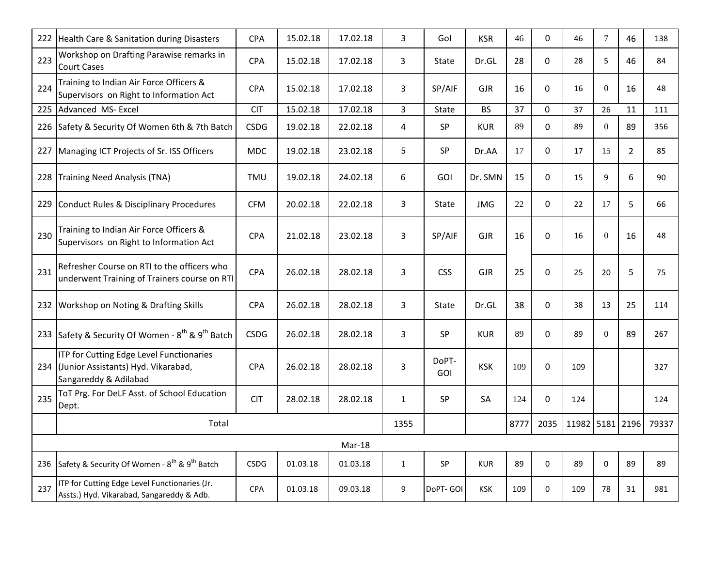| 222 | Health Care & Sanitation during Disasters | CPA | 15.02.18 | 17.02.18 | 3 | GoI | KSR | 46 | 0 | 46 | 7 | 46 | 138 |
|---|---|---|---|---|---|---|---|---|---|---|---|---|---|
| 223 | Workshop on Drafting Parawise remarks in Court Cases | CPA | 15.02.18 | 17.02.18 | 3 | State | Dr.GL | 28 | 0 | 28 | 5 | 46 | 84 |
| 224 | Training to Indian Air Force Officers & Supervisors on Right to Information Act | CPA | 15.02.18 | 17.02.18 | 3 | SP/AIF | GJR | 16 | 0 | 16 | 0 | 16 | 48 |
| 225 | Advanced MS- Excel | CIT | 15.02.18 | 17.02.18 | 3 | State | BS | 37 | 0 | 37 | 26 | 11 | 111 |
| 226 | Safety & Security Of Women 6th & 7th Batch | CSDG | 19.02.18 | 22.02.18 | 4 | SP | KUR | 89 | 0 | 89 | 0 | 89 | 356 |
| 227 | Managing ICT Projects of Sr. ISS Officers | MDC | 19.02.18 | 23.02.18 | 5 | SP | Dr.AA | 17 | 0 | 17 | 15 | 2 | 85 |
| 228 | Training Need Analysis (TNA) | TMU | 19.02.18 | 24.02.18 | 6 | GOI | Dr. SMN | 15 | 0 | 15 | 9 | 6 | 90 |
| 229 | Conduct Rules & Disciplinary Procedures | CFM | 20.02.18 | 22.02.18 | 3 | State | JMG | 22 | 0 | 22 | 17 | 5 | 66 |
| 230 | Training to Indian Air Force Officers & Supervisors on Right to Information Act | CPA | 21.02.18 | 23.02.18 | 3 | SP/AIF | GJR | 16 | 0 | 16 | 0 | 16 | 48 |
| 231 | Refresher Course on RTI to the officers who underwent Training of Trainers course on RTI | CPA | 26.02.18 | 28.02.18 | 3 | CSS | GJR | 25 | 0 | 25 | 20 | 5 | 75 |
| 232 | Workshop on Noting & Drafting Skills | CPA | 26.02.18 | 28.02.18 | 3 | State | Dr.GL | 38 | 0 | 38 | 13 | 25 | 114 |
| 233 | Safety & Security Of Women - 8th & 9th Batch | CSDG | 26.02.18 | 28.02.18 | 3 | SP | KUR | 89 | 0 | 89 | 0 | 89 | 267 |
| 234 | ITP for Cutting Edge Level Functionaries (Junior Assistants) Hyd. Vikarabad, Sangareddy & Adilabad | CPA | 26.02.18 | 28.02.18 | 3 | DoPT-GOI | KSK | 109 | 0 | 109 | | | 327 |
| 235 | ToT Prg. For DeLF Asst. of School Education Dept. | CIT | 28.02.18 | 28.02.18 | 1 | SP | SA | 124 | 0 | 124 | | | 124 |
| | Total | | | | 1355 | | | 8777 | 2035 | 11982 | 5181 | 2196 | 79337 |
| | | | | Mar-18 | | | | | | | | | |
| 236 | Safety & Security Of Women - 8th & 9th Batch | CSDG | 01.03.18 | 01.03.18 | 1 | SP | KUR | 89 | 0 | 89 | 0 | 89 | 89 |
| 237 | ITP for Cutting Edge Level Functionaries (Jr. Assts.) Hyd. Vikarabad, Sangareddy & Adb. | CPA | 01.03.18 | 09.03.18 | 9 | DoPT- GOI | KSK | 109 | 0 | 109 | 78 | 31 | 981 |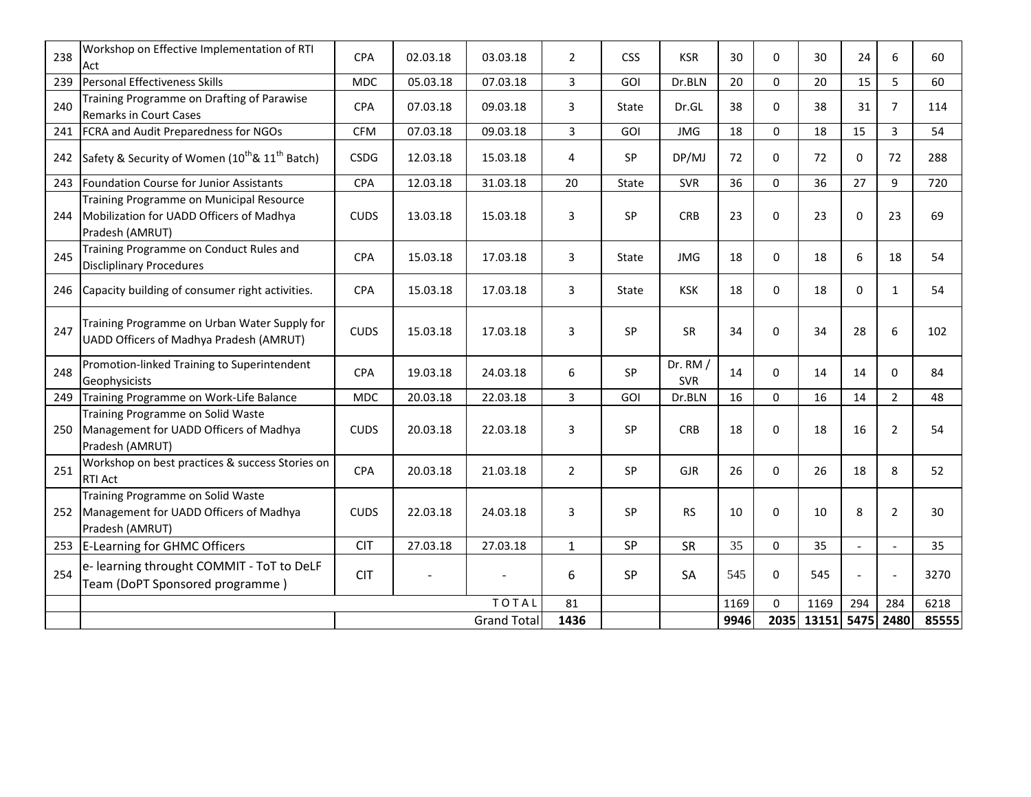| | | | | | | | | | | | | | |
|---|---|---|---|---|---|---|---|---|---|---|---|---|---|
| 238 | Workshop on Effective Implementation of RTI Act | CPA | 02.03.18 | 03.03.18 | 2 | CSS | KSR | 30 | 0 | 30 | 24 | 6 | 60 |
| 239 | Personal Effectiveness Skills | MDC | 05.03.18 | 07.03.18 | 3 | GOI | Dr.BLN | 20 | 0 | 20 | 15 | 5 | 60 |
| 240 | Training Programme on Drafting of Parawise Remarks in Court Cases | CPA | 07.03.18 | 09.03.18 | 3 | State | Dr.GL | 38 | 0 | 38 | 31 | 7 | 114 |
| 241 | FCRA and Audit Preparedness for NGOs | CFM | 07.03.18 | 09.03.18 | 3 | GOI | JMG | 18 | 0 | 18 | 15 | 3 | 54 |
| 242 | Safety & Security of Women (10th & 11th Batch) | CSDG | 12.03.18 | 15.03.18 | 4 | SP | DP/MJ | 72 | 0 | 72 | 0 | 72 | 288 |
| 243 | Foundation Course for Junior Assistants | CPA | 12.03.18 | 31.03.18 | 20 | State | SVR | 36 | 0 | 36 | 27 | 9 | 720 |
| 244 | Training Programme on Municipal Resource Mobilization for UADD Officers of Madhya Pradesh (AMRUT) | CUDS | 13.03.18 | 15.03.18 | 3 | SP | CRB | 23 | 0 | 23 | 0 | 23 | 69 |
| 245 | Training Programme on Conduct Rules and Discliplinary Procedures | CPA | 15.03.18 | 17.03.18 | 3 | State | JMG | 18 | 0 | 18 | 6 | 18 | 54 |
| 246 | Capacity building of consumer right activities. | CPA | 15.03.18 | 17.03.18 | 3 | State | KSK | 18 | 0 | 18 | 0 | 1 | 54 |
| 247 | Training Programme on Urban Water Supply for UADD Officers of Madhya Pradesh (AMRUT) | CUDS | 15.03.18 | 17.03.18 | 3 | SP | SR | 34 | 0 | 34 | 28 | 6 | 102 |
| 248 | Promotion-linked Training to Superintendent Geophysicists | CPA | 19.03.18 | 24.03.18 | 6 | SP | Dr. RM / SVR | 14 | 0 | 14 | 14 | 0 | 84 |
| 249 | Training Programme on Work-Life Balance | MDC | 20.03.18 | 22.03.18 | 3 | GOI | Dr.BLN | 16 | 0 | 16 | 14 | 2 | 48 |
| 250 | Training Programme on Solid Waste Management for UADD Officers of Madhya Pradesh (AMRUT) | CUDS | 20.03.18 | 22.03.18 | 3 | SP | CRB | 18 | 0 | 18 | 16 | 2 | 54 |
| 251 | Workshop on best practices & success Stories on RTI Act | CPA | 20.03.18 | 21.03.18 | 2 | SP | GJR | 26 | 0 | 26 | 18 | 8 | 52 |
| 252 | Training Programme on Solid Waste Management for UADD Officers of Madhya Pradesh (AMRUT) | CUDS | 22.03.18 | 24.03.18 | 3 | SP | RS | 10 | 0 | 10 | 8 | 2 | 30 |
| 253 | E-Learning for GHMC Officers | CIT | 27.03.18 | 27.03.18 | 1 | SP | SR | 35 | 0 | 35 | - | - | 35 |
| 254 | e- learning throught COMMIT - ToT to DeLF Team (DoPT Sponsored programme ) | CIT | - | - | 6 | SP | SA | 545 | 0 | 545 | - | - | 3270 |
| | | | | TOTAL | 81 | | | 1169 | 0 | 1169 | 294 | 284 | 6218 |
| | | | | **Grand Total** | **1436** | | | **9946** | **2035** | **13151** | **5475** | **2480** | **85555** |